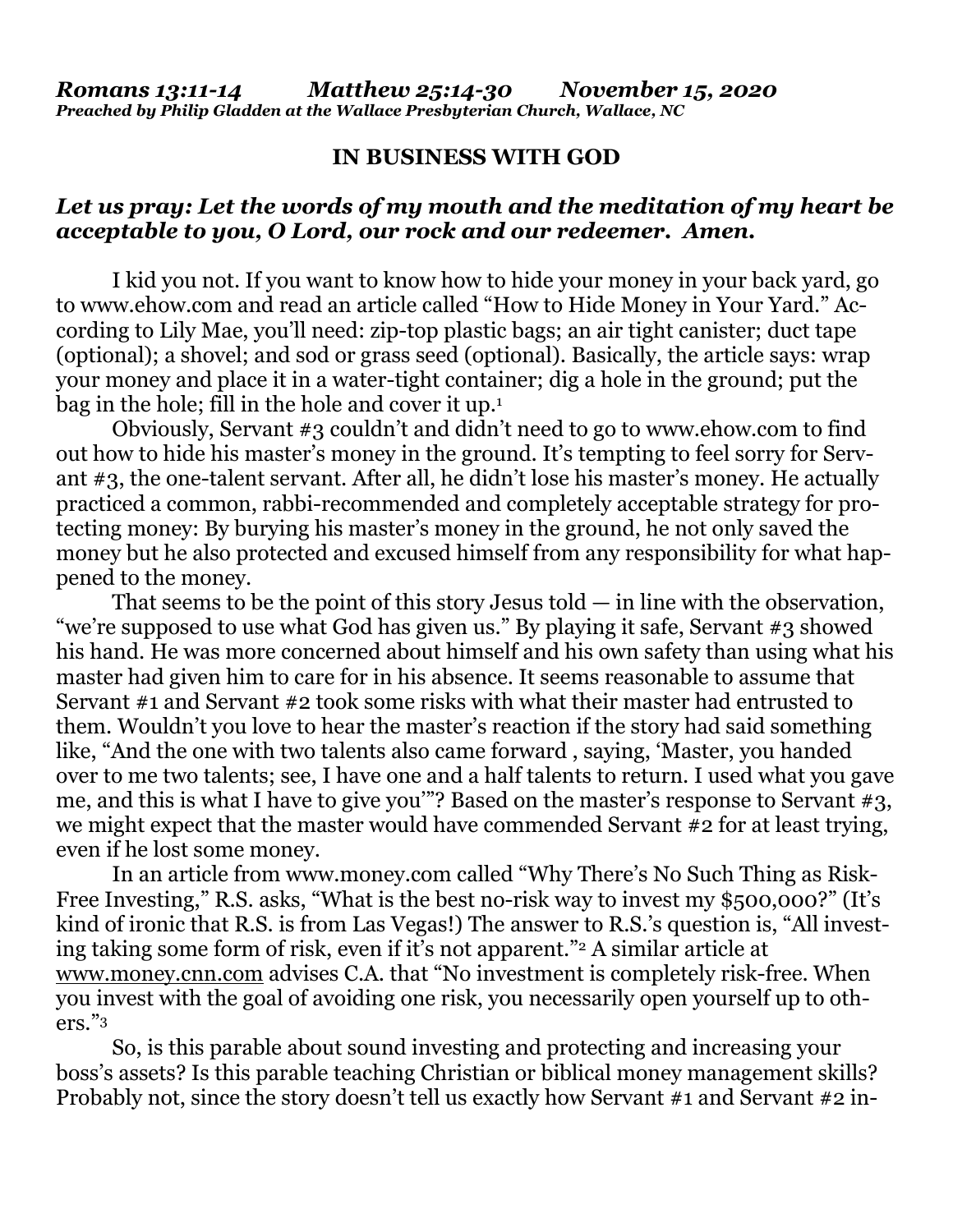***Romans 13:11-14 Matthew 25:14-30 November 15, 2020***
***Preached by Philip Gladden at the Wallace Presbyterian Church, Wallace, NC***

# IN BUSINESS WITH GOD

***Let us pray: Let the words of my mouth and the meditation of my heart be acceptable to you, O Lord, our rock and our redeemer. Amen.***

I kid you not. If you want to know how to hide your money in your back yard, go to www.ehow.com and read an article called "How to Hide Money in Your Yard." According to Lily Mae, you'll need: zip-top plastic bags; an air tight canister; duct tape (optional); a shovel; and sod or grass seed (optional). Basically, the article says: wrap your money and place it in a water-tight container; dig a hole in the ground; put the bag in the hole; fill in the hole and cover it up.[1]

Obviously, Servant #3 couldn't and didn't need to go to www.ehow.com to find out how to hide his master's money in the ground. It's tempting to feel sorry for Servant #3, the one-talent servant. After all, he didn't lose his master's money. He actually practiced a common, rabbi-recommended and completely acceptable strategy for protecting money: By burying his master's money in the ground, he not only saved the money but he also protected and excused himself from any responsibility for what happened to the money.

That seems to be the point of this story Jesus told — in line with the observation, "we're supposed to use what God has given us." By playing it safe, Servant #3 showed his hand. He was more concerned about himself and his own safety than using what his master had given him to care for in his absence. It seems reasonable to assume that Servant #1 and Servant #2 took some risks with what their master had entrusted to them. Wouldn't you love to hear the master's reaction if the story had said something like, "And the one with two talents also came forward , saying, 'Master, you handed over to me two talents; see, I have one and a half talents to return. I used what you gave me, and this is what I have to give you'"? Based on the master's response to Servant #3, we might expect that the master would have commended Servant #2 for at least trying, even if he lost some money.

In an article from www.money.com called "Why There's No Such Thing as Risk-Free Investing," R.S. asks, "What is the best no-risk way to invest my $500,000?" (It's kind of ironic that R.S. is from Las Vegas!) The answer to R.S.'s question is, "All investing taking some form of risk, even if it's not apparent."[2] A similar article at www.money.cnn.com advises C.A. that "No investment is completely risk-free. When you invest with the goal of avoiding one risk, you necessarily open yourself up to others."[3]

So, is this parable about sound investing and protecting and increasing your boss's assets? Is this parable teaching Christian or biblical money management skills? Probably not, since the story doesn't tell us exactly how Servant #1 and Servant #2 in-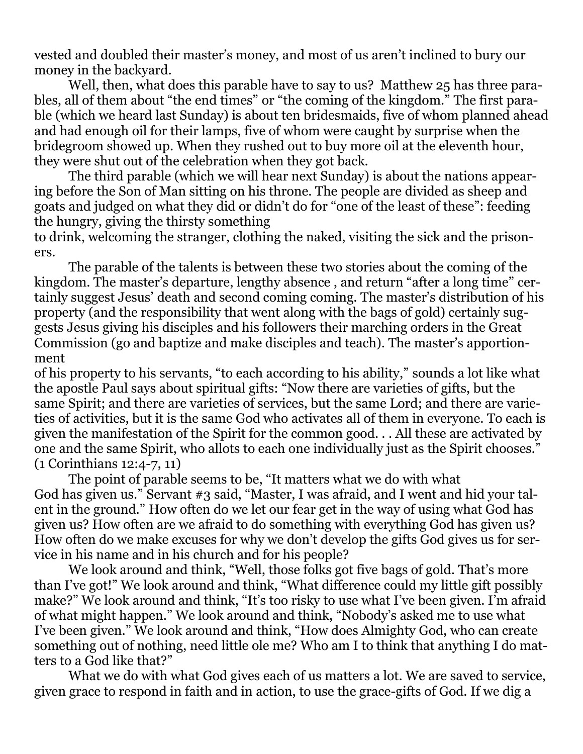vested and doubled their master's money, and most of us aren't inclined to bury our money in the backyard.

Well, then, what does this parable have to say to us? Matthew 25 has three parables, all of them about "the end times" or "the coming of the kingdom." The first parable (which we heard last Sunday) is about ten bridesmaids, five of whom planned ahead and had enough oil for their lamps, five of whom were caught by surprise when the bridegroom showed up. When they rushed out to buy more oil at the eleventh hour, they were shut out of the celebration when they got back.

The third parable (which we will hear next Sunday) is about the nations appearing before the Son of Man sitting on his throne. The people are divided as sheep and goats and judged on what they did or didn't do for "one of the least of these": feeding the hungry, giving the thirsty something to drink, welcoming the stranger, clothing the naked, visiting the sick and the prisoners.

The parable of the talents is between these two stories about the coming of the kingdom. The master's departure, lengthy absence , and return "after a long time" certainly suggest Jesus' death and second coming coming. The master's distribution of his property (and the responsibility that went along with the bags of gold) certainly suggests Jesus giving his disciples and his followers their marching orders in the Great Commission (go and baptize and make disciples and teach). The master's apportionment of his property to his servants, "to each according to his ability," sounds a lot like what the apostle Paul says about spiritual gifts: "Now there are varieties of gifts, but the same Spirit; and there are varieties of services, but the same Lord; and there are varieties of activities, but it is the same God who activates all of them in everyone. To each is given the manifestation of the Spirit for the common good. . . All these are activated by one and the same Spirit, who allots to each one individually just as the Spirit chooses." (1 Corinthians 12:4-7, 11)

The point of parable seems to be, "It matters what we do with what God has given us." Servant #3 said, "Master, I was afraid, and I went and hid your talent in the ground." How often do we let our fear get in the way of using what God has given us? How often are we afraid to do something with everything God has given us? How often do we make excuses for why we don't develop the gifts God gives us for service in his name and in his church and for his people?

We look around and think, "Well, those folks got five bags of gold. That's more than I've got!" We look around and think, "What difference could my little gift possibly make?" We look around and think, "It's too risky to use what I've been given. I'm afraid of what might happen." We look around and think, "Nobody's asked me to use what I've been given." We look around and think, "How does Almighty God, who can create something out of nothing, need little ole me? Who am I to think that anything I do matters to a God like that?"

What we do with what God gives each of us matters a lot. We are saved to service, given grace to respond in faith and in action, to use the grace-gifts of God. If we dig a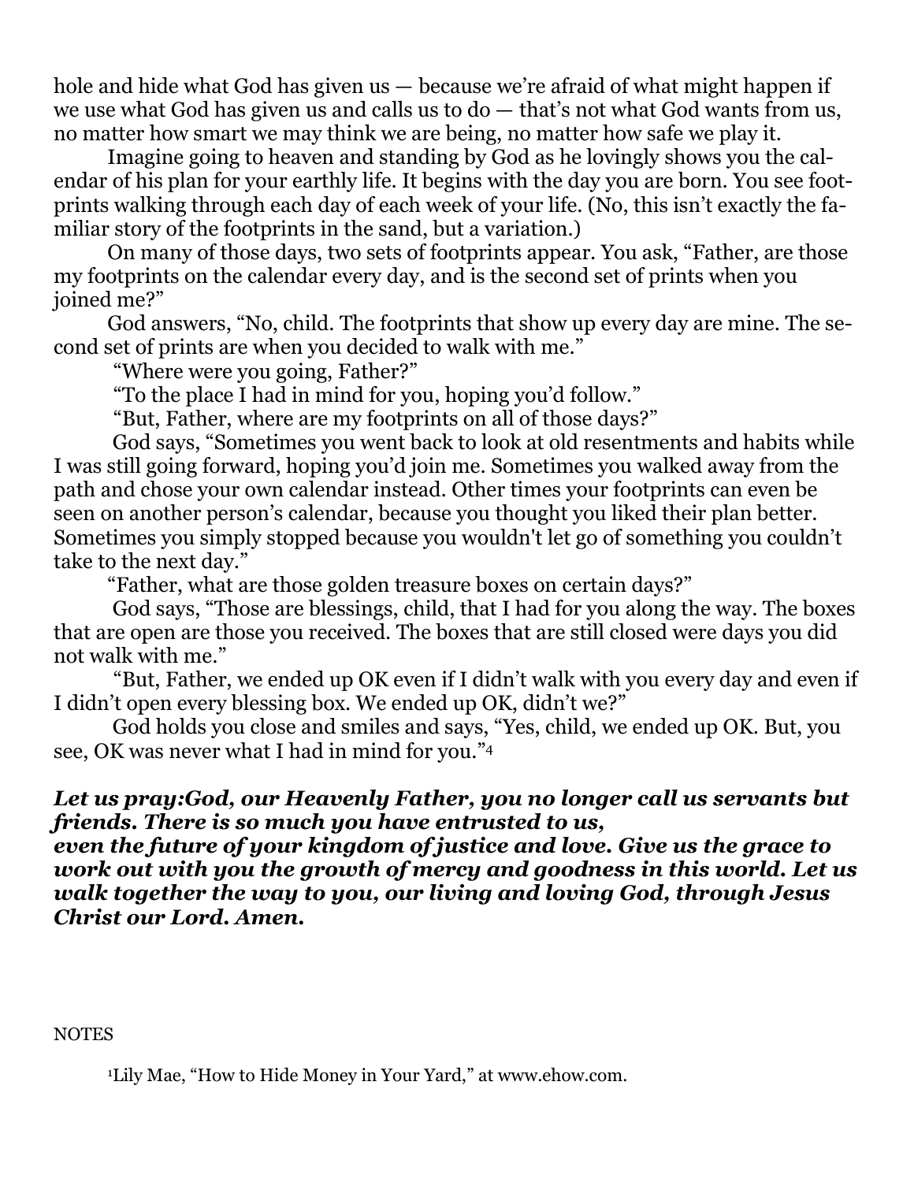hole and hide what God has given us — because we're afraid of what might happen if we use what God has given us and calls us to do — that's not what God wants from us, no matter how smart we may think we are being, no matter how safe we play it.

Imagine going to heaven and standing by God as he lovingly shows you the calendar of his plan for your earthly life. It begins with the day you are born. You see footprints walking through each day of each week of your life. (No, this isn't exactly the familiar story of the footprints in the sand, but a variation.)

On many of those days, two sets of footprints appear. You ask, "Father, are those my footprints on the calendar every day, and is the second set of prints when you joined me?"

God answers, "No, child. The footprints that show up every day are mine. The second set of prints are when you decided to walk with me."

"Where were you going, Father?"

"To the place I had in mind for you, hoping you'd follow."

"But, Father, where are my footprints on all of those days?"

God says, "Sometimes you went back to look at old resentments and habits while I was still going forward, hoping you'd join me. Sometimes you walked away from the path and chose your own calendar instead. Other times your footprints can even be seen on another person's calendar, because you thought you liked their plan better. Sometimes you simply stopped because you wouldn't let go of something you couldn't take to the next day."

"Father, what are those golden treasure boxes on certain days?"

God says, "Those are blessings, child, that I had for you along the way. The boxes that are open are those you received. The boxes that are still closed were days you did not walk with me."

"But, Father, we ended up OK even if I didn't walk with you every day and even if I didn't open every blessing box. We ended up OK, didn't we?"

God holds you close and smiles and says, "Yes, child, we ended up OK. But, you see, OK was never what I had in mind for you."[4]

***Let us pray:God, our Heavenly Father, you no longer call us servants but friends. There is so much you have entrusted to us, even the future of your kingdom of justice and love. Give us the grace to work out with you the growth of mercy and goodness in this world. Let us walk together the way to you, our living and loving God, through Jesus Christ our Lord. Amen.***

NOTES

[1]Lily Mae, "How to Hide Money in Your Yard," at www.ehow.com.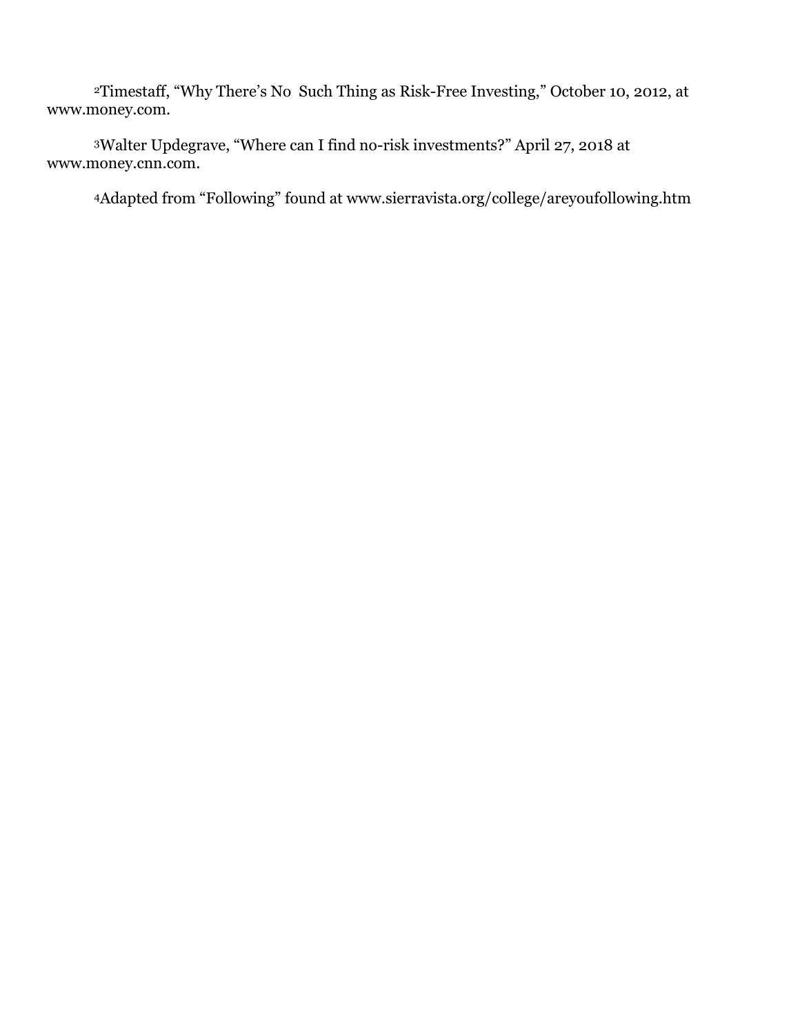[2]Timestaff, “Why There’s No  Such Thing as Risk-Free Investing,” October 10, 2012, at www.money.com.

[3]Walter Updegrave, “Where can I find no-risk investments?” April 27, 2018 at www.money.cnn.com.

[4]Adapted from “Following” found at www.sierravista.org/college/areyoufollowing.htm